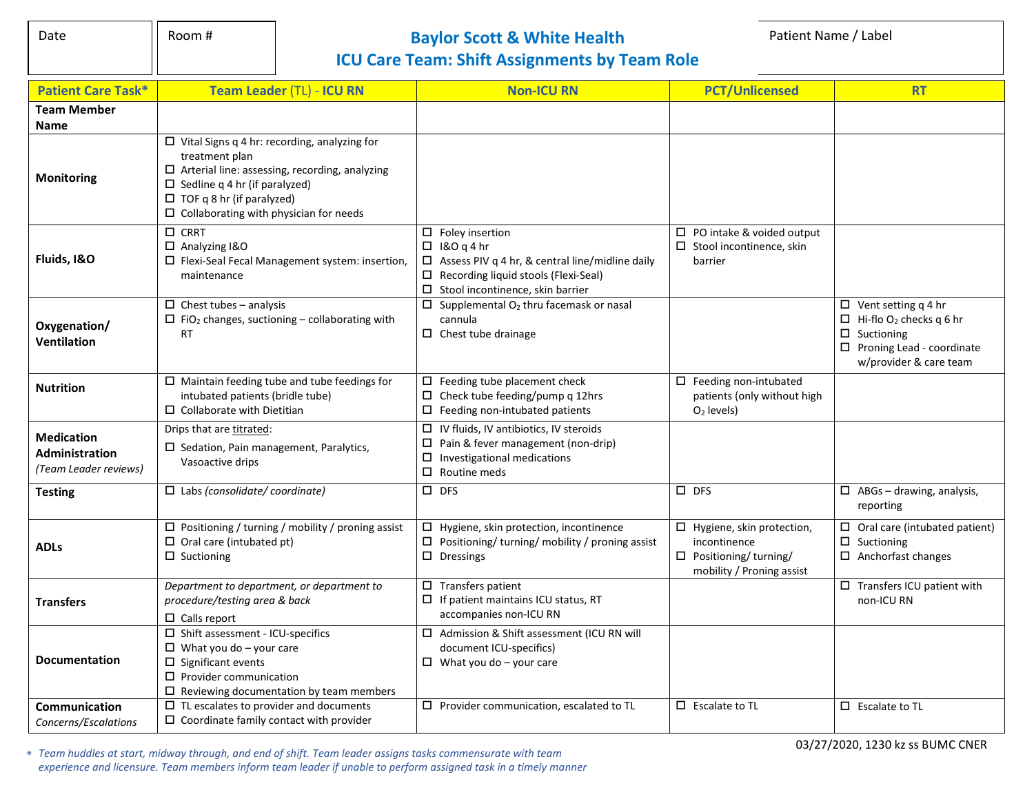| Date | Room # | **Baylor Scott & White Health** **ICU Care Team: Shift Assignments by Team Role** | Patient Name / Label |
|---|---|---|---|

| **Patient Care Task*** | **Team Leader (TL) - ICU RN** | **Non-ICU RN** | **PCT/Unlicensed** | **RT** |
|---|---|---|---|---|
| **Team Member Name** | | | | |
| **Monitoring** | ☐ Vital Signs q 4 hr: recording, analyzing for treatment plan<br>☐ Arterial line: assessing, recording, analyzing<br>☐ Sedline q 4 hr (if paralyzed)<br>☐ TOF q 8 hr (if paralyzed)<br>☐ Collaborating with physician for needs | | | |
| **Fluids, I&O** | ☐ CRRT<br>☐ Analyzing I&O<br>☐ Flexi-Seal Fecal Management system: insertion, maintenance | ☐ Foley insertion<br>☐ I&O q 4 hr<br>☐ Assess PIV q 4 hr, & central line/midline daily<br>☐ Recording liquid stools (Flexi-Seal)<br>☐ Stool incontinence, skin barrier | ☐ PO intake & voided output<br>☐ Stool incontinence, skin barrier | |
| **Oxygenation/ Ventilation** | ☐ Chest tubes – analysis<br>☐ $FiO_2$ changes, suctioning – collaborating with RT | ☐ Supplemental $O_2$ thru facemask or nasal cannula<br>☐ Chest tube drainage | | ☐ Vent setting q 4 hr<br>☐ Hi-flo $O_2$ checks q 6 hr<br>☐ Suctioning<br>☐ Proning Lead - coordinate w/provider & care team |
| **Nutrition** | ☐ Maintain feeding tube and tube feedings for intubated patients (bridle tube)<br>☐ Collaborate with Dietitian | ☐ Feeding tube placement check<br>☐ Check tube feeding/pump q 12hrs<br>☐ Feeding non-intubated patients | ☐ Feeding non-intubated patients (only without high $O_2$ levels) | |
| **Medication Administration** *(Team Leader reviews)* | Drips that are titrated:<br>☐ Sedation, Pain management, Paralytics, Vasoactive drips | ☐ IV fluids, IV antibiotics, IV steroids<br>☐ Pain & fever management (non-drip)<br>☐ Investigational medications<br>☐ Routine meds | | |
| **Testing** | ☐ Labs *(consolidate/ coordinate)* | ☐ DFS | ☐ DFS | ☐ ABGs – drawing, analysis, reporting |
| **ADLs** | ☐ Positioning / turning / mobility / proning assist<br>☐ Oral care (intubated pt)<br>☐ Suctioning | ☐ Hygiene, skin protection, incontinence<br>☐ Positioning/ turning/ mobility / proning assist<br>☐ Dressings | ☐ Hygiene, skin protection, incontinence<br>☐ Positioning/ turning/ mobility / Proning assist | ☐ Oral care (intubated patient)<br>☐ Suctioning<br>☐ Anchorfast changes |
| **Transfers** | *Department to department, or department to procedure/testing area & back*<br>☐ Calls report | ☐ Transfers patient<br>☐ If patient maintains ICU status, RT accompanies non-ICU RN | | ☐ Transfers ICU patient with non-ICU RN |
| **Documentation** | ☐ Shift assessment - ICU-specifics<br>☐ What you do – your care<br>☐ Significant events<br>☐ Provider communication<br>☐ Reviewing documentation by team members | ☐ Admission & Shift assessment (ICU RN will document ICU-specifics)<br>☐ What you do – your care | | |
| **Communication** *Concerns/Escalations* | ☐ TL escalates to provider and documents<br>☐ Coordinate family contact with provider | ☐ Provider communication, escalated to TL | ☐ Escalate to TL | ☐ Escalate to TL |

\* *Team huddles at start, midway through, and end of shift. Team leader assigns tasks commensurate with team experience and licensure. Team members inform team leader if unable to perform assigned task in a timely manner*

03/27/2020, 1230 kz ss BUMC CNER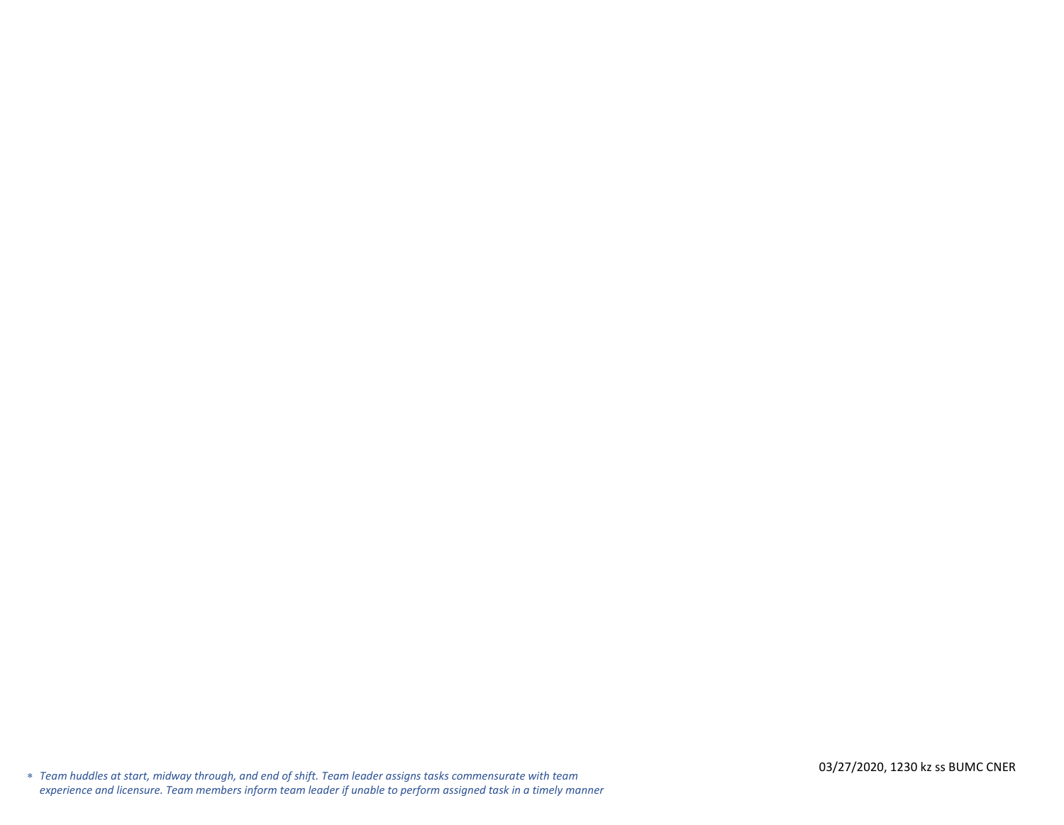* *Team huddles at start, midway through, and end of shift. Team leader assigns tasks commensurate with team experience and licensure. Team members inform team leader if unable to perform assigned task in a timely manner*

03/27/2020, 1230 kz ss BUMC CNER